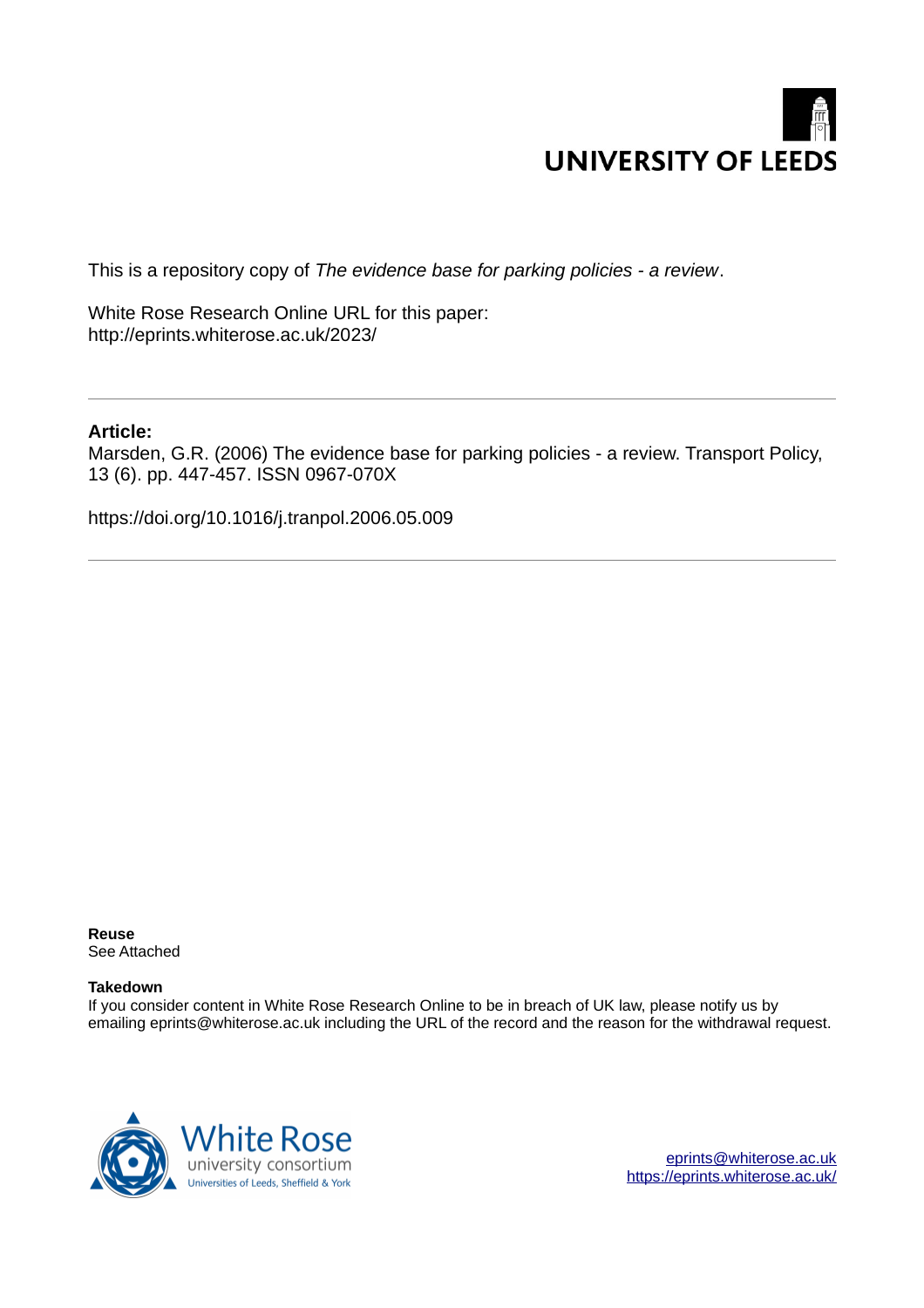UNIVERSITY OF LEEDS

This is a repository copy of *The evidence base for parking policies - a review*.

White Rose Research Online URL for this paper:
http://eprints.whiterose.ac.uk/2023/

---

**Article:**

Marsden, G.R. (2006) The evidence base for parking policies - a review. Transport Policy, 13 (6). pp. 447-457. ISSN 0967-070X

https://doi.org/10.1016/j.tranpol.2006.05.009

---

**Reuse**
See Attached

**Takedown**
If you consider content in White Rose Research Online to be in breach of UK law, please notify us by emailing eprints@whiterose.ac.uk including the URL of the record and the reason for the withdrawal request.

White Rose university consortium
Universities of Leeds, Sheffield & York

eprints@whiterose.ac.uk
https://eprints.whiterose.ac.uk/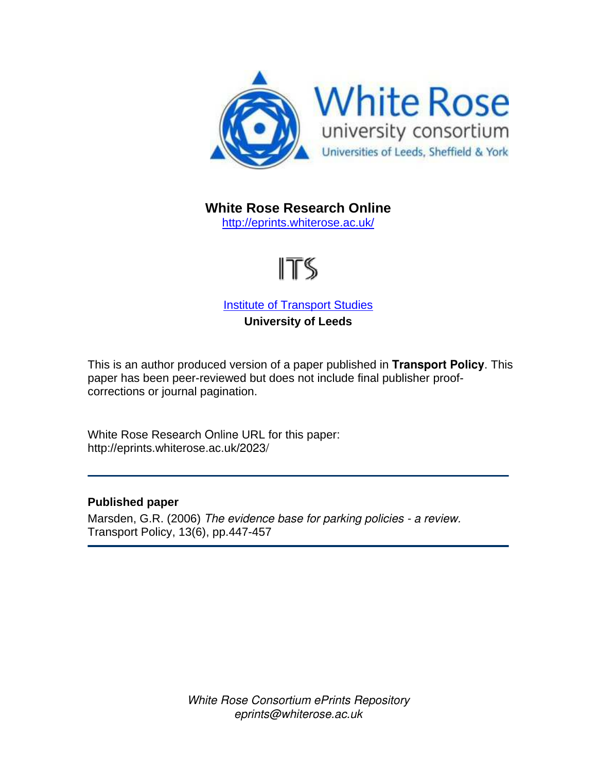**White Rose Research Online**
http://eprints.whiterose.ac.uk/

ITS

Institute of Transport Studies
**University of Leeds**

This is an author produced version of a paper published in **Transport Policy**. This paper has been peer-reviewed but does not include final publisher proof-corrections or journal pagination.

White Rose Research Online URL for this paper:
http://eprints.whiterose.ac.uk/2023/

---

**Published paper**

Marsden, G.R. (2006) *The evidence base for parking policies - a review.* Transport Policy, 13(6), pp.447-457

---

*White Rose Consortium ePrints Repository*
*eprints@whiterose.ac.uk*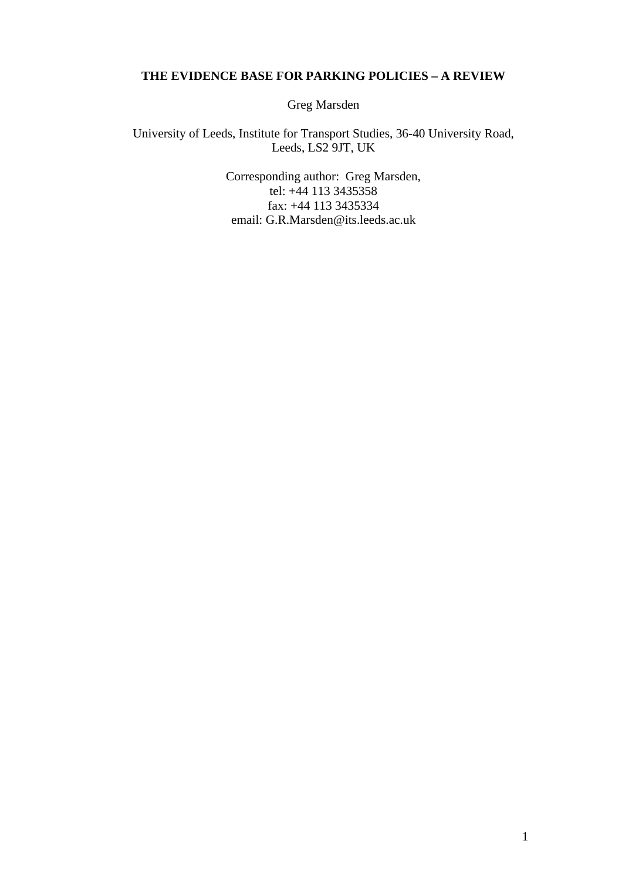**THE EVIDENCE BASE FOR PARKING POLICIES – A REVIEW**

Greg Marsden

University of Leeds, Institute for Transport Studies, 36-40 University Road, Leeds, LS2 9JT, UK

Corresponding author: Greg Marsden,
tel: +44 113 3435358
fax: +44 113 3435334
email: G.R.Marsden@its.leeds.ac.uk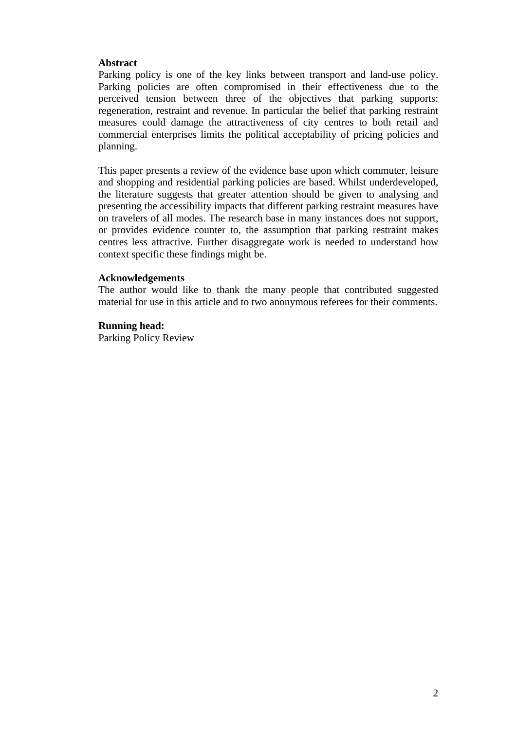**Abstract**

Parking policy is one of the key links between transport and land-use policy. Parking policies are often compromised in their effectiveness due to the perceived tension between three of the objectives that parking supports: regeneration, restraint and revenue. In particular the belief that parking restraint measures could damage the attractiveness of city centres to both retail and commercial enterprises limits the political acceptability of pricing policies and planning.

This paper presents a review of the evidence base upon which commuter, leisure and shopping and residential parking policies are based. Whilst underdeveloped, the literature suggests that greater attention should be given to analysing and presenting the accessibility impacts that different parking restraint measures have on travelers of all modes. The research base in many instances does not support, or provides evidence counter to, the assumption that parking restraint makes centres less attractive. Further disaggregate work is needed to understand how context specific these findings might be.

**Acknowledgements**

The author would like to thank the many people that contributed suggested material for use in this article and to two anonymous referees for their comments.

**Running head:**

Parking Policy Review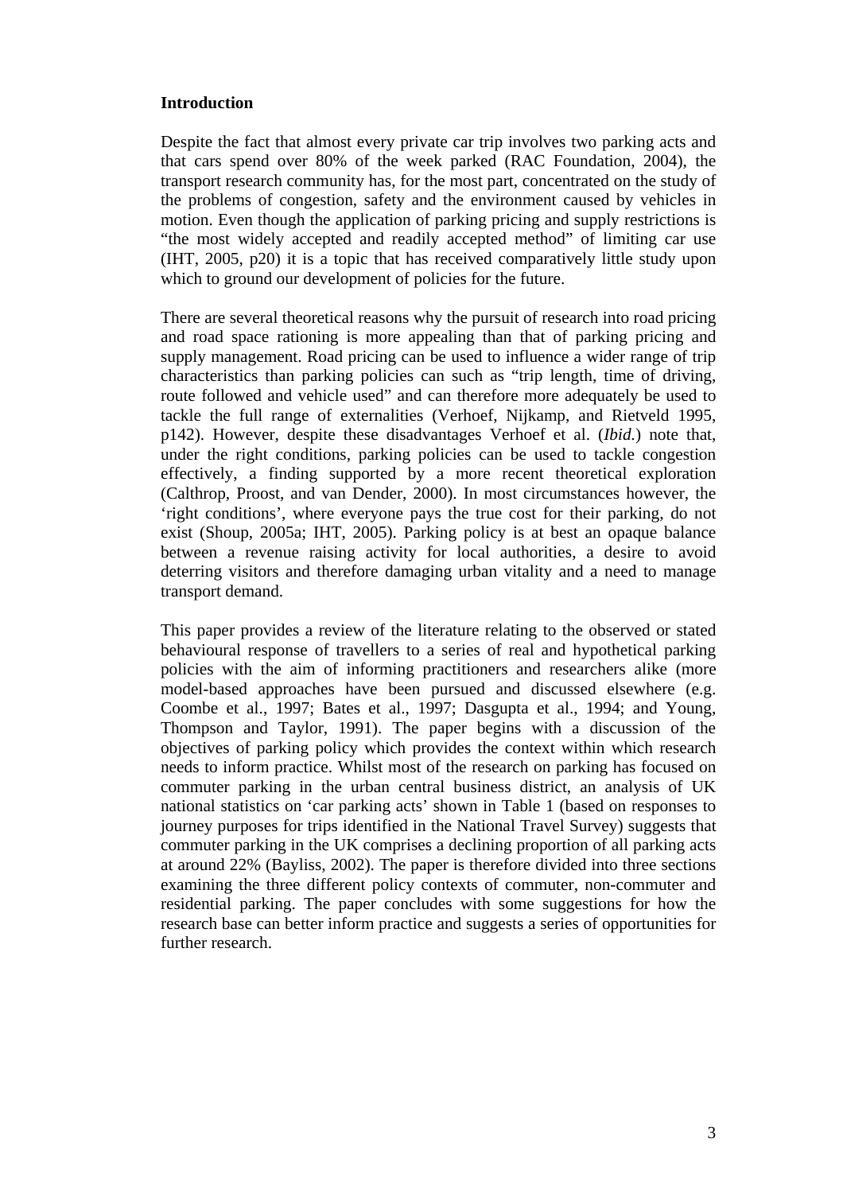## Introduction

Despite the fact that almost every private car trip involves two parking acts and that cars spend over 80% of the week parked (RAC Foundation, 2004), the transport research community has, for the most part, concentrated on the study of the problems of congestion, safety and the environment caused by vehicles in motion. Even though the application of parking pricing and supply restrictions is "the most widely accepted and readily accepted method" of limiting car use (IHT, 2005, p20) it is a topic that has received comparatively little study upon which to ground our development of policies for the future.

There are several theoretical reasons why the pursuit of research into road pricing and road space rationing is more appealing than that of parking pricing and supply management. Road pricing can be used to influence a wider range of trip characteristics than parking policies can such as "trip length, time of driving, route followed and vehicle used" and can therefore more adequately be used to tackle the full range of externalities (Verhoef, Nijkamp, and Rietveld 1995, p142). However, despite these disadvantages Verhoef et al. (*Ibid.*) note that, under the right conditions, parking policies can be used to tackle congestion effectively, a finding supported by a more recent theoretical exploration (Calthrop, Proost, and van Dender, 2000). In most circumstances however, the 'right conditions', where everyone pays the true cost for their parking, do not exist (Shoup, 2005a; IHT, 2005). Parking policy is at best an opaque balance between a revenue raising activity for local authorities, a desire to avoid deterring visitors and therefore damaging urban vitality and a need to manage transport demand.

This paper provides a review of the literature relating to the observed or stated behavioural response of travellers to a series of real and hypothetical parking policies with the aim of informing practitioners and researchers alike (more model-based approaches have been pursued and discussed elsewhere (e.g. Coombe et al., 1997; Bates et al., 1997; Dasgupta et al., 1994; and Young, Thompson and Taylor, 1991). The paper begins with a discussion of the objectives of parking policy which provides the context within which research needs to inform practice. Whilst most of the research on parking has focused on commuter parking in the urban central business district, an analysis of UK national statistics on 'car parking acts' shown in Table 1 (based on responses to journey purposes for trips identified in the National Travel Survey) suggests that commuter parking in the UK comprises a declining proportion of all parking acts at around 22% (Bayliss, 2002). The paper is therefore divided into three sections examining the three different policy contexts of commuter, non-commuter and residential parking. The paper concludes with some suggestions for how the research base can better inform practice and suggests a series of opportunities for further research.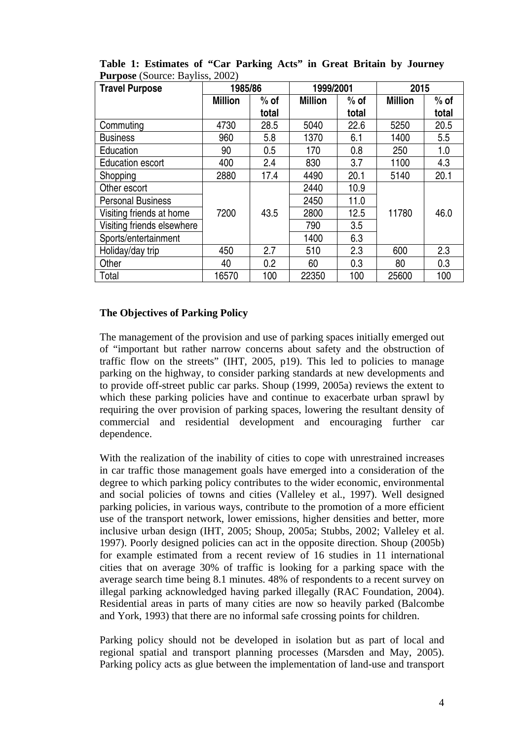**Table 1: Estimates of "Car Parking Acts" in Great Britain by Journey Purpose** (Source: Bayliss, 2002)

| Travel Purpose | 1985/86 | | 1999/2001 | | 2015 | |
|---|---|---|---|---|---|---|
| | Million | % of total | Million | % of total | Million | % of total |
| Commuting | 4730 | 28.5 | 5040 | 22.6 | 5250 | 20.5 |
| Business | 960 | 5.8 | 1370 | 6.1 | 1400 | 5.5 |
| Education | 90 | 0.5 | 170 | 0.8 | 250 | 1.0 |
| Education escort | 400 | 2.4 | 830 | 3.7 | 1100 | 4.3 |
| Shopping | 2880 | 17.4 | 4490 | 20.1 | 5140 | 20.1 |
| Other escort | 7200 | 43.5 | 2440 | 10.9 | 11780 | 46.0 |
| Personal Business | | | 2450 | 11.0 | | |
| Visiting friends at home | | | 2800 | 12.5 | | |
| Visiting friends elsewhere | | | 790 | 3.5 | | |
| Sports/entertainment | | | 1400 | 6.3 | | |
| Holiday/day trip | 450 | 2.7 | 510 | 2.3 | 600 | 2.3 |
| Other | 40 | 0.2 | 60 | 0.3 | 80 | 0.3 |
| Total | 16570 | 100 | 22350 | 100 | 25600 | 100 |

### The Objectives of Parking Policy

The management of the provision and use of parking spaces initially emerged out of "important but rather narrow concerns about safety and the obstruction of traffic flow on the streets" (IHT, 2005, p19). This led to policies to manage parking on the highway, to consider parking standards at new developments and to provide off-street public car parks. Shoup (1999, 2005a) reviews the extent to which these parking policies have and continue to exacerbate urban sprawl by requiring the over provision of parking spaces, lowering the resultant density of commercial and residential development and encouraging further car dependence.

With the realization of the inability of cities to cope with unrestrained increases in car traffic those management goals have emerged into a consideration of the degree to which parking policy contributes to the wider economic, environmental and social policies of towns and cities (Valleley et al., 1997). Well designed parking policies, in various ways, contribute to the promotion of a more efficient use of the transport network, lower emissions, higher densities and better, more inclusive urban design (IHT, 2005; Shoup, 2005a; Stubbs, 2002; Valleley et al. 1997). Poorly designed policies can act in the opposite direction. Shoup (2005b) for example estimated from a recent review of 16 studies in 11 international cities that on average 30% of traffic is looking for a parking space with the average search time being 8.1 minutes. 48% of respondents to a recent survey on illegal parking acknowledged having parked illegally (RAC Foundation, 2004). Residential areas in parts of many cities are now so heavily parked (Balcombe and York, 1993) that there are no informal safe crossing points for children.

Parking policy should not be developed in isolation but as part of local and regional spatial and transport planning processes (Marsden and May, 2005). Parking policy acts as glue between the implementation of land-use and transport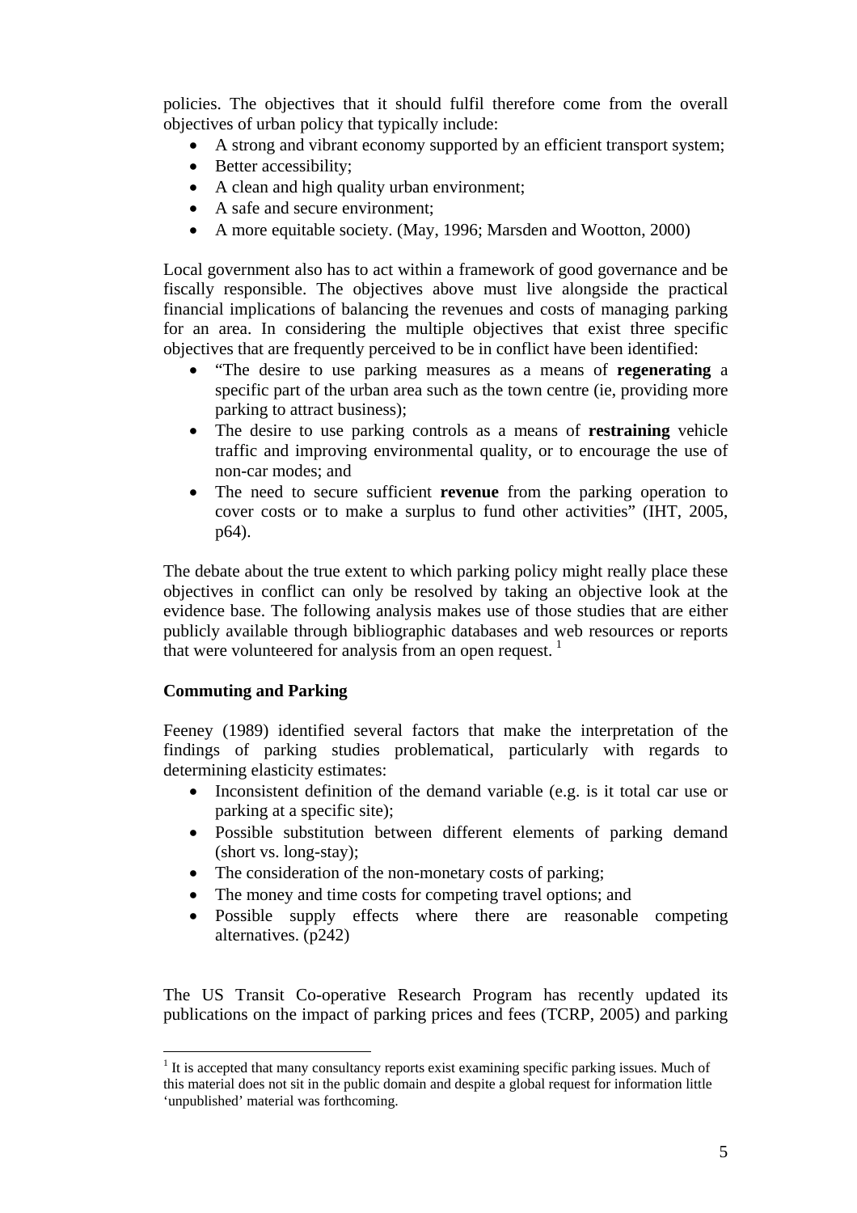policies. The objectives that it should fulfil therefore come from the overall objectives of urban policy that typically include:

- A strong and vibrant economy supported by an efficient transport system;
- Better accessibility;
- A clean and high quality urban environment;
- A safe and secure environment;
- A more equitable society. (May, 1996; Marsden and Wootton, 2000)

Local government also has to act within a framework of good governance and be fiscally responsible. The objectives above must live alongside the practical financial implications of balancing the revenues and costs of managing parking for an area. In considering the multiple objectives that exist three specific objectives that are frequently perceived to be in conflict have been identified:

- "The desire to use parking measures as a means of **regenerating** a specific part of the urban area such as the town centre (ie, providing more parking to attract business);
- The desire to use parking controls as a means of **restraining** vehicle traffic and improving environmental quality, or to encourage the use of non-car modes; and
- The need to secure sufficient **revenue** from the parking operation to cover costs or to make a surplus to fund other activities" (IHT, 2005, p64).

The debate about the true extent to which parking policy might really place these objectives in conflict can only be resolved by taking an objective look at the evidence base. The following analysis makes use of those studies that are either publicly available through bibliographic databases and web resources or reports that were volunteered for analysis from an open request. [1]

### Commuting and Parking

Feeney (1989) identified several factors that make the interpretation of the findings of parking studies problematical, particularly with regards to determining elasticity estimates:

- Inconsistent definition of the demand variable (e.g. is it total car use or parking at a specific site);
- Possible substitution between different elements of parking demand (short vs. long-stay);
- The consideration of the non-monetary costs of parking;
- The money and time costs for competing travel options; and
- Possible supply effects where there are reasonable competing alternatives. (p242)

The US Transit Co-operative Research Program has recently updated its publications on the impact of parking prices and fees (TCRP, 2005) and parking

[1] It is accepted that many consultancy reports exist examining specific parking issues. Much of this material does not sit in the public domain and despite a global request for information little 'unpublished' material was forthcoming.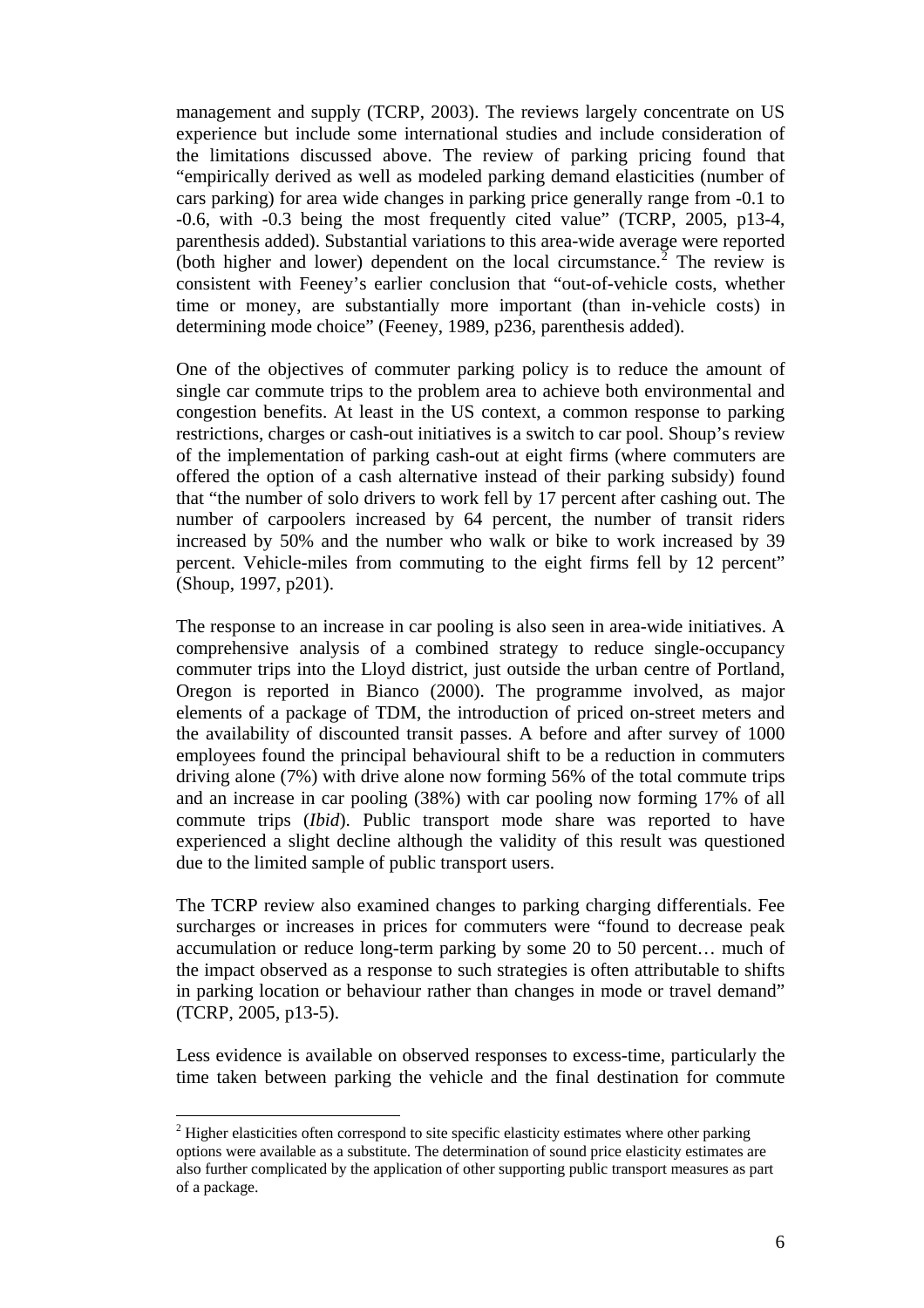management and supply (TCRP, 2003). The reviews largely concentrate on US experience but include some international studies and include consideration of the limitations discussed above. The review of parking pricing found that "empirically derived as well as modeled parking demand elasticities (number of cars parking) for area wide changes in parking price generally range from -0.1 to -0.6, with -0.3 being the most frequently cited value" (TCRP, 2005, p13-4, parenthesis added). Substantial variations to this area-wide average were reported (both higher and lower) dependent on the local circumstance.[2] The review is consistent with Feeney's earlier conclusion that "out-of-vehicle costs, whether time or money, are substantially more important (than in-vehicle costs) in determining mode choice" (Feeney, 1989, p236, parenthesis added).

One of the objectives of commuter parking policy is to reduce the amount of single car commute trips to the problem area to achieve both environmental and congestion benefits. At least in the US context, a common response to parking restrictions, charges or cash-out initiatives is a switch to car pool. Shoup's review of the implementation of parking cash-out at eight firms (where commuters are offered the option of a cash alternative instead of their parking subsidy) found that "the number of solo drivers to work fell by 17 percent after cashing out. The number of carpoolers increased by 64 percent, the number of transit riders increased by 50% and the number who walk or bike to work increased by 39 percent. Vehicle-miles from commuting to the eight firms fell by 12 percent" (Shoup, 1997, p201).

The response to an increase in car pooling is also seen in area-wide initiatives. A comprehensive analysis of a combined strategy to reduce single-occupancy commuter trips into the Lloyd district, just outside the urban centre of Portland, Oregon is reported in Bianco (2000). The programme involved, as major elements of a package of TDM, the introduction of priced on-street meters and the availability of discounted transit passes. A before and after survey of 1000 employees found the principal behavioural shift to be a reduction in commuters driving alone (7%) with drive alone now forming 56% of the total commute trips and an increase in car pooling (38%) with car pooling now forming 17% of all commute trips (*Ibid*). Public transport mode share was reported to have experienced a slight decline although the validity of this result was questioned due to the limited sample of public transport users.

The TCRP review also examined changes to parking charging differentials. Fee surcharges or increases in prices for commuters were "found to decrease peak accumulation or reduce long-term parking by some 20 to 50 percent… much of the impact observed as a response to such strategies is often attributable to shifts in parking location or behaviour rather than changes in mode or travel demand" (TCRP, 2005, p13-5).

Less evidence is available on observed responses to excess-time, particularly the time taken between parking the vehicle and the final destination for commute

[2] Higher elasticities often correspond to site specific elasticity estimates where other parking options were available as a substitute. The determination of sound price elasticity estimates are also further complicated by the application of other supporting public transport measures as part of a package.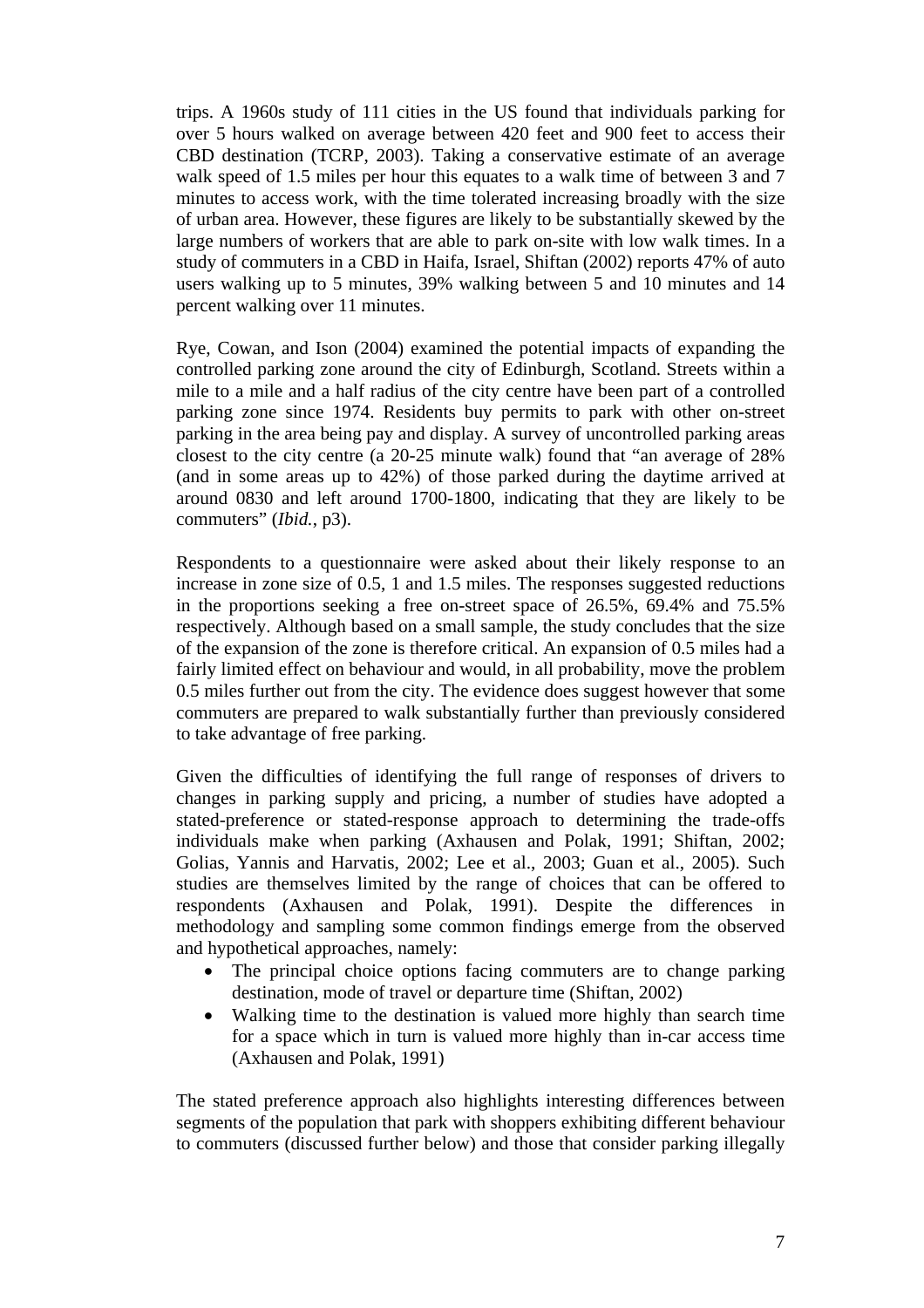trips. A 1960s study of 111 cities in the US found that individuals parking for over 5 hours walked on average between 420 feet and 900 feet to access their CBD destination (TCRP, 2003). Taking a conservative estimate of an average walk speed of 1.5 miles per hour this equates to a walk time of between 3 and 7 minutes to access work, with the time tolerated increasing broadly with the size of urban area. However, these figures are likely to be substantially skewed by the large numbers of workers that are able to park on-site with low walk times. In a study of commuters in a CBD in Haifa, Israel, Shiftan (2002) reports 47% of auto users walking up to 5 minutes, 39% walking between 5 and 10 minutes and 14 percent walking over 11 minutes.

Rye, Cowan, and Ison (2004) examined the potential impacts of expanding the controlled parking zone around the city of Edinburgh, Scotland. Streets within a mile to a mile and a half radius of the city centre have been part of a controlled parking zone since 1974. Residents buy permits to park with other on-street parking in the area being pay and display. A survey of uncontrolled parking areas closest to the city centre (a 20-25 minute walk) found that "an average of 28% (and in some areas up to 42%) of those parked during the daytime arrived at around 0830 and left around 1700-1800, indicating that they are likely to be commuters" (*Ibid.*, p3).

Respondents to a questionnaire were asked about their likely response to an increase in zone size of 0.5, 1 and 1.5 miles. The responses suggested reductions in the proportions seeking a free on-street space of 26.5%, 69.4% and 75.5% respectively. Although based on a small sample, the study concludes that the size of the expansion of the zone is therefore critical. An expansion of 0.5 miles had a fairly limited effect on behaviour and would, in all probability, move the problem 0.5 miles further out from the city. The evidence does suggest however that some commuters are prepared to walk substantially further than previously considered to take advantage of free parking.

Given the difficulties of identifying the full range of responses of drivers to changes in parking supply and pricing, a number of studies have adopted a stated-preference or stated-response approach to determining the trade-offs individuals make when parking (Axhausen and Polak, 1991; Shiftan, 2002; Golias, Yannis and Harvatis, 2002; Lee et al., 2003; Guan et al., 2005). Such studies are themselves limited by the range of choices that can be offered to respondents (Axhausen and Polak, 1991). Despite the differences in methodology and sampling some common findings emerge from the observed and hypothetical approaches, namely:

- The principal choice options facing commuters are to change parking destination, mode of travel or departure time (Shiftan, 2002)
- Walking time to the destination is valued more highly than search time for a space which in turn is valued more highly than in-car access time (Axhausen and Polak, 1991)

The stated preference approach also highlights interesting differences between segments of the population that park with shoppers exhibiting different behaviour to commuters (discussed further below) and those that consider parking illegally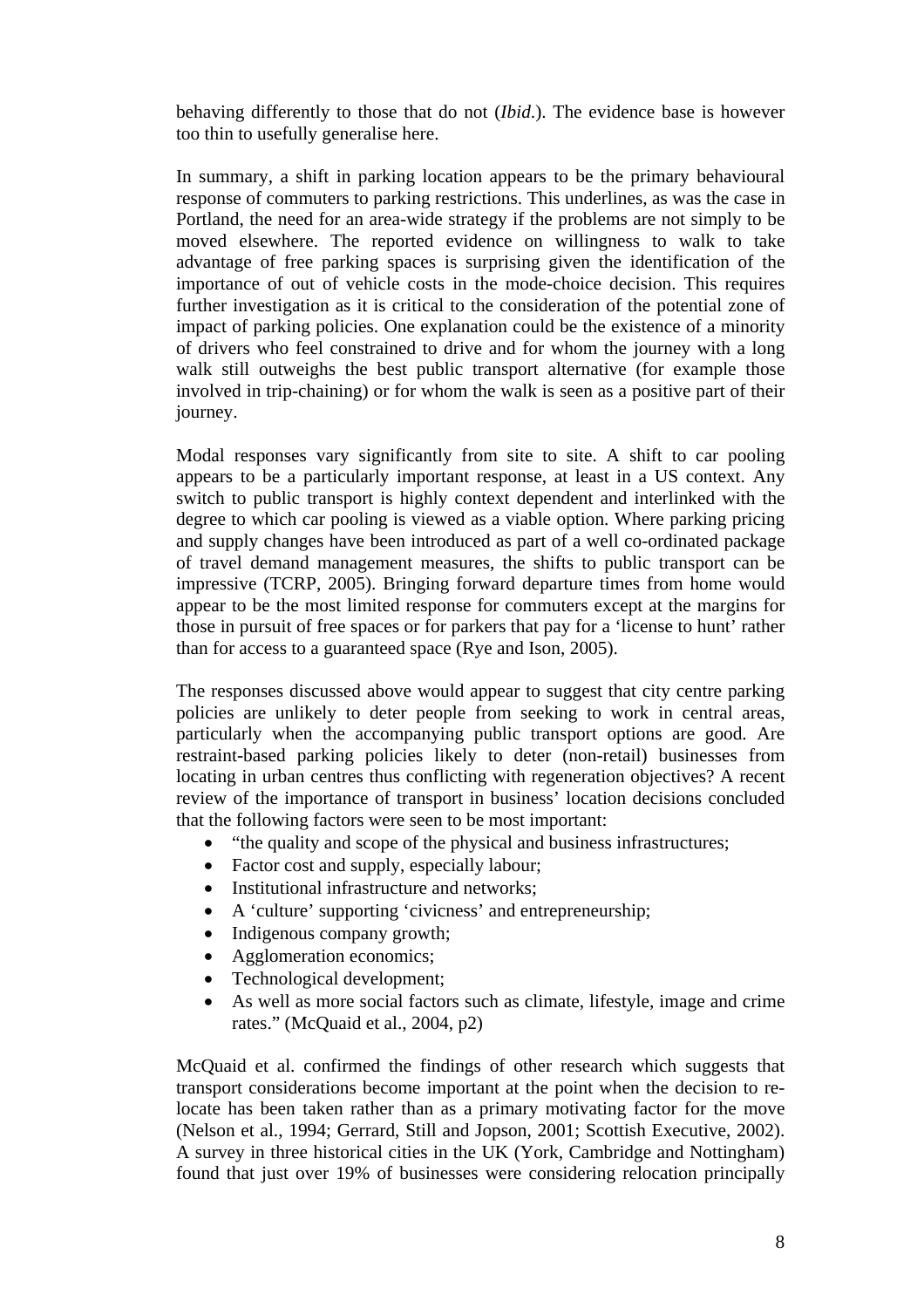behaving differently to those that do not (*Ibid.*). The evidence base is however too thin to usefully generalise here.

In summary, a shift in parking location appears to be the primary behavioural response of commuters to parking restrictions. This underlines, as was the case in Portland, the need for an area-wide strategy if the problems are not simply to be moved elsewhere. The reported evidence on willingness to walk to take advantage of free parking spaces is surprising given the identification of the importance of out of vehicle costs in the mode-choice decision. This requires further investigation as it is critical to the consideration of the potential zone of impact of parking policies. One explanation could be the existence of a minority of drivers who feel constrained to drive and for whom the journey with a long walk still outweighs the best public transport alternative (for example those involved in trip-chaining) or for whom the walk is seen as a positive part of their journey.

Modal responses vary significantly from site to site. A shift to car pooling appears to be a particularly important response, at least in a US context. Any switch to public transport is highly context dependent and interlinked with the degree to which car pooling is viewed as a viable option. Where parking pricing and supply changes have been introduced as part of a well co-ordinated package of travel demand management measures, the shifts to public transport can be impressive (TCRP, 2005). Bringing forward departure times from home would appear to be the most limited response for commuters except at the margins for those in pursuit of free spaces or for parkers that pay for a 'license to hunt' rather than for access to a guaranteed space (Rye and Ison, 2005).

The responses discussed above would appear to suggest that city centre parking policies are unlikely to deter people from seeking to work in central areas, particularly when the accompanying public transport options are good. Are restraint-based parking policies likely to deter (non-retail) businesses from locating in urban centres thus conflicting with regeneration objectives? A recent review of the importance of transport in business' location decisions concluded that the following factors were seen to be most important:

- "the quality and scope of the physical and business infrastructures;
- Factor cost and supply, especially labour;
- Institutional infrastructure and networks;
- A 'culture' supporting 'civicness' and entrepreneurship;
- Indigenous company growth;
- Agglomeration economics;
- Technological development;
- As well as more social factors such as climate, lifestyle, image and crime rates." (McQuaid et al., 2004, p2)

McQuaid et al. confirmed the findings of other research which suggests that transport considerations become important at the point when the decision to re-locate has been taken rather than as a primary motivating factor for the move (Nelson et al., 1994; Gerrard, Still and Jopson, 2001; Scottish Executive, 2002). A survey in three historical cities in the UK (York, Cambridge and Nottingham) found that just over 19% of businesses were considering relocation principally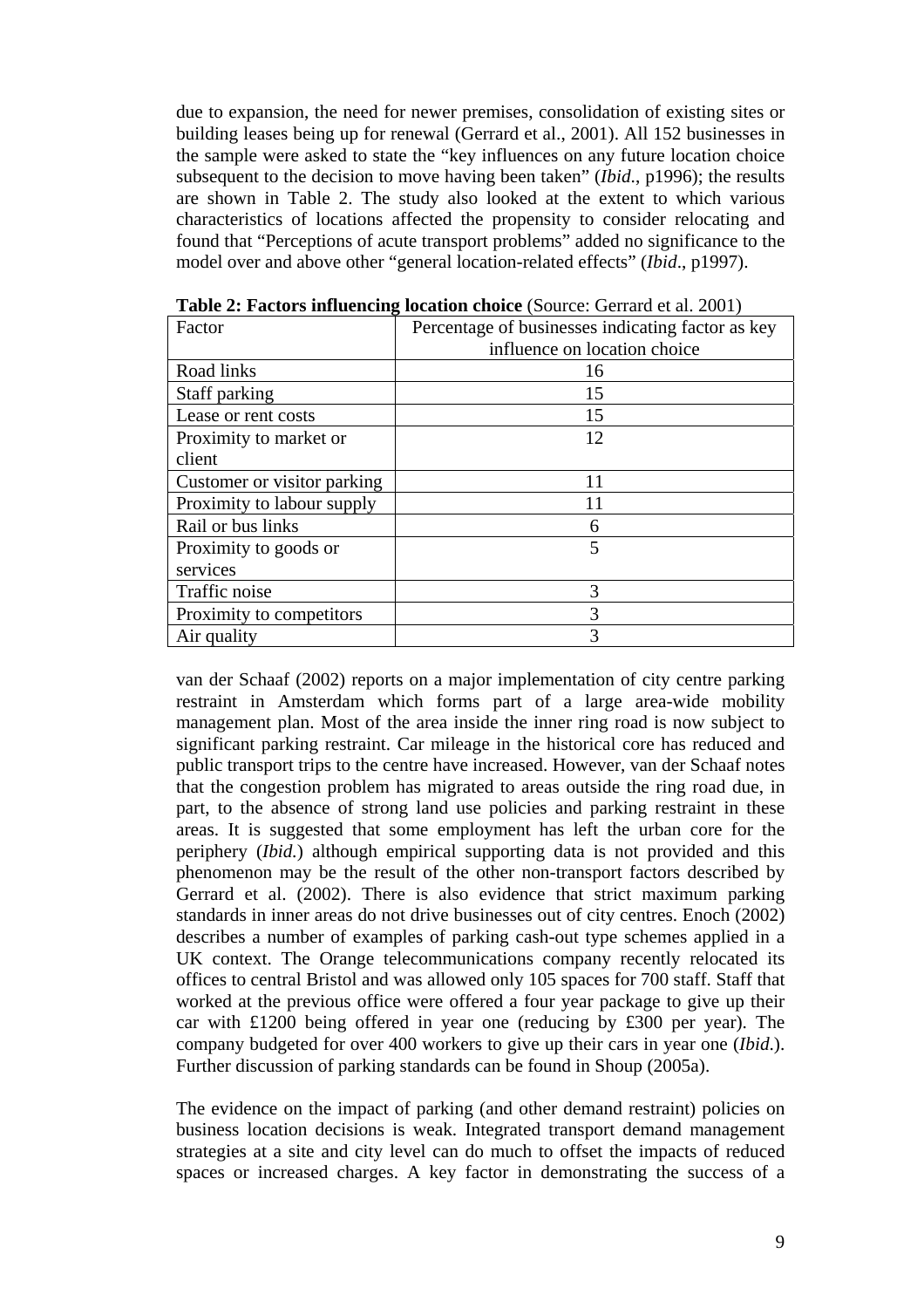due to expansion, the need for newer premises, consolidation of existing sites or building leases being up for renewal (Gerrard et al., 2001). All 152 businesses in the sample were asked to state the "key influences on any future location choice subsequent to the decision to move having been taken" (*Ibid*., p1996); the results are shown in Table 2. The study also looked at the extent to which various characteristics of locations affected the propensity to consider relocating and found that "Perceptions of acute transport problems" added no significance to the model over and above other "general location-related effects" (*Ibid*., p1997).

**Table 2: Factors influencing location choice** (Source: Gerrard et al. 2001)

| Factor | Percentage of businesses indicating factor as key influence on location choice |
|---|---|
| Road links | 16 |
| Staff parking | 15 |
| Lease or rent costs | 15 |
| Proximity to market or client | 12 |
| Customer or visitor parking | 11 |
| Proximity to labour supply | 11 |
| Rail or bus links | 6 |
| Proximity to goods or services | 5 |
| Traffic noise | 3 |
| Proximity to competitors | 3 |
| Air quality | 3 |

van der Schaaf (2002) reports on a major implementation of city centre parking restraint in Amsterdam which forms part of a large area-wide mobility management plan. Most of the area inside the inner ring road is now subject to significant parking restraint. Car mileage in the historical core has reduced and public transport trips to the centre have increased. However, van der Schaaf notes that the congestion problem has migrated to areas outside the ring road due, in part, to the absence of strong land use policies and parking restraint in these areas. It is suggested that some employment has left the urban core for the periphery (*Ibid.*) although empirical supporting data is not provided and this phenomenon may be the result of the other non-transport factors described by Gerrard et al. (2002). There is also evidence that strict maximum parking standards in inner areas do not drive businesses out of city centres. Enoch (2002) describes a number of examples of parking cash-out type schemes applied in a UK context. The Orange telecommunications company recently relocated its offices to central Bristol and was allowed only 105 spaces for 700 staff. Staff that worked at the previous office were offered a four year package to give up their car with £1200 being offered in year one (reducing by £300 per year). The company budgeted for over 400 workers to give up their cars in year one (*Ibid.*). Further discussion of parking standards can be found in Shoup (2005a).

The evidence on the impact of parking (and other demand restraint) policies on business location decisions is weak. Integrated transport demand management strategies at a site and city level can do much to offset the impacts of reduced spaces or increased charges. A key factor in demonstrating the success of a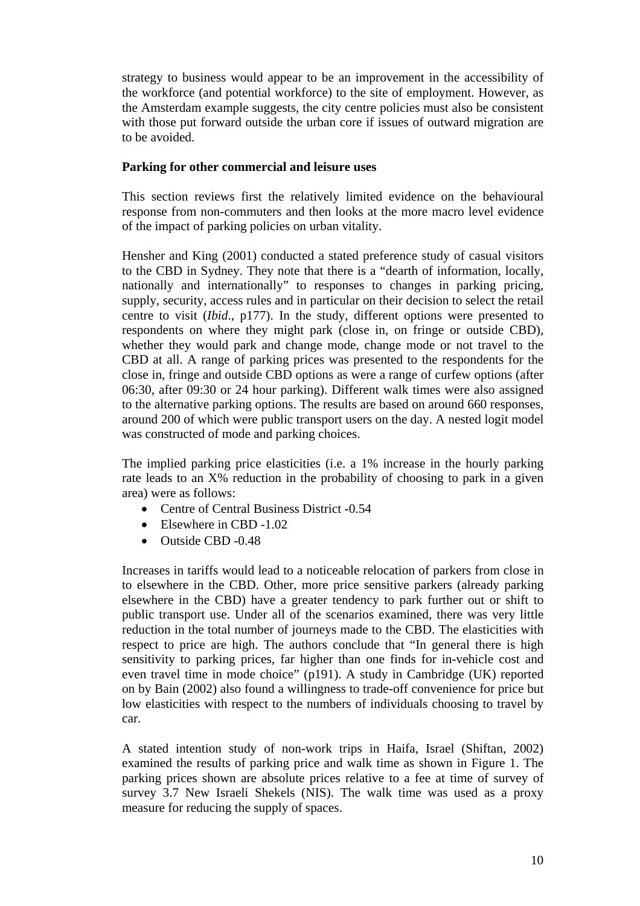strategy to business would appear to be an improvement in the accessibility of the workforce (and potential workforce) to the site of employment. However, as the Amsterdam example suggests, the city centre policies must also be consistent with those put forward outside the urban core if issues of outward migration are to be avoided.

**Parking for other commercial and leisure uses**

This section reviews first the relatively limited evidence on the behavioural response from non-commuters and then looks at the more macro level evidence of the impact of parking policies on urban vitality.

Hensher and King (2001) conducted a stated preference study of casual visitors to the CBD in Sydney. They note that there is a "dearth of information, locally, nationally and internationally" to responses to changes in parking pricing, supply, security, access rules and in particular on their decision to select the retail centre to visit (*Ibid*., p177). In the study, different options were presented to respondents on where they might park (close in, on fringe or outside CBD), whether they would park and change mode, change mode or not travel to the CBD at all. A range of parking prices was presented to the respondents for the close in, fringe and outside CBD options as were a range of curfew options (after 06:30, after 09:30 or 24 hour parking). Different walk times were also assigned to the alternative parking options. The results are based on around 660 responses, around 200 of which were public transport users on the day. A nested logit model was constructed of mode and parking choices.

The implied parking price elasticities (i.e. a 1% increase in the hourly parking rate leads to an X% reduction in the probability of choosing to park in a given area) were as follows:

- Centre of Central Business District -0.54
- Elsewhere in CBD -1.02
- Outside CBD -0.48

Increases in tariffs would lead to a noticeable relocation of parkers from close in to elsewhere in the CBD. Other, more price sensitive parkers (already parking elsewhere in the CBD) have a greater tendency to park further out or shift to public transport use. Under all of the scenarios examined, there was very little reduction in the total number of journeys made to the CBD. The elasticities with respect to price are high. The authors conclude that "In general there is high sensitivity to parking prices, far higher than one finds for in-vehicle cost and even travel time in mode choice" (p191). A study in Cambridge (UK) reported on by Bain (2002) also found a willingness to trade-off convenience for price but low elasticities with respect to the numbers of individuals choosing to travel by car.

A stated intention study of non-work trips in Haifa, Israel (Shiftan, 2002) examined the results of parking price and walk time as shown in Figure 1. The parking prices shown are absolute prices relative to a fee at time of survey of survey 3.7 New Israeli Shekels (NIS). The walk time was used as a proxy measure for reducing the supply of spaces.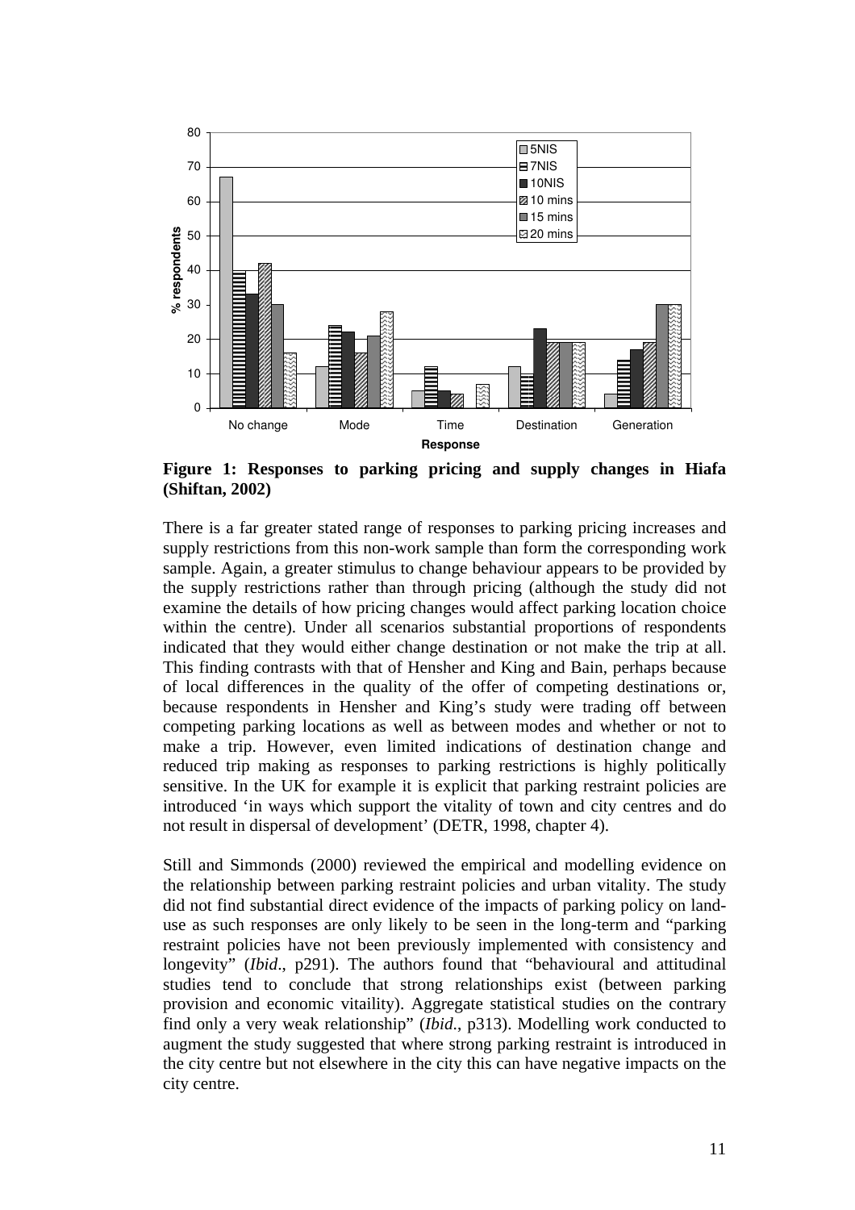**Figure 1: Responses to parking pricing and supply changes in Hiafa (Shiftan, 2002)**

There is a far greater stated range of responses to parking pricing increases and supply restrictions from this non-work sample than form the corresponding work sample. Again, a greater stimulus to change behaviour appears to be provided by the supply restrictions rather than through pricing (although the study did not examine the details of how pricing changes would affect parking location choice within the centre). Under all scenarios substantial proportions of respondents indicated that they would either change destination or not make the trip at all. This finding contrasts with that of Hensher and King and Bain, perhaps because of local differences in the quality of the offer of competing destinations or, because respondents in Hensher and King's study were trading off between competing parking locations as well as between modes and whether or not to make a trip. However, even limited indications of destination change and reduced trip making as responses to parking restrictions is highly politically sensitive. In the UK for example it is explicit that parking restraint policies are introduced 'in ways which support the vitality of town and city centres and do not result in dispersal of development' (DETR, 1998, chapter 4).

Still and Simmonds (2000) reviewed the empirical and modelling evidence on the relationship between parking restraint policies and urban vitality. The study did not find substantial direct evidence of the impacts of parking policy on land-use as such responses are only likely to be seen in the long-term and "parking restraint policies have not been previously implemented with consistency and longevity" (*Ibid*., p291). The authors found that "behavioural and attitudinal studies tend to conclude that strong relationships exist (between parking provision and economic vitaility). Aggregate statistical studies on the contrary find only a very weak relationship" (*Ibid*., p313). Modelling work conducted to augment the study suggested that where strong parking restraint is introduced in the city centre but not elsewhere in the city this can have negative impacts on the city centre.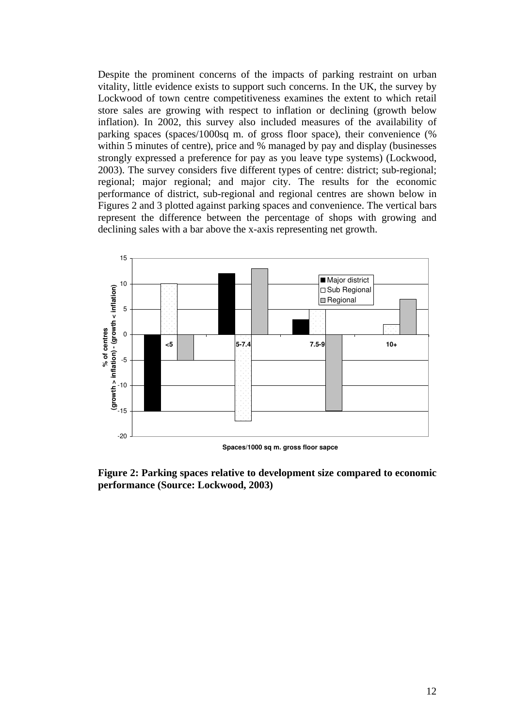Despite the prominent concerns of the impacts of parking restraint on urban vitality, little evidence exists to support such concerns. In the UK, the survey by Lockwood of town centre competitiveness examines the extent to which retail store sales are growing with respect to inflation or declining (growth below inflation). In 2002, this survey also included measures of the availability of parking spaces (spaces/1000sq m. of gross floor space), their convenience (% within 5 minutes of centre), price and % managed by pay and display (businesses strongly expressed a preference for pay as you leave type systems) (Lockwood, 2003). The survey considers five different types of centre: district; sub-regional; regional; major regional; and major city. The results for the economic performance of district, sub-regional and regional centres are shown below in Figures 2 and 3 plotted against parking spaces and convenience. The vertical bars represent the difference between the percentage of shops with growing and declining sales with a bar above the x-axis representing net growth.

**Figure 2: Parking spaces relative to development size compared to economic performance (Source: Lockwood, 2003)**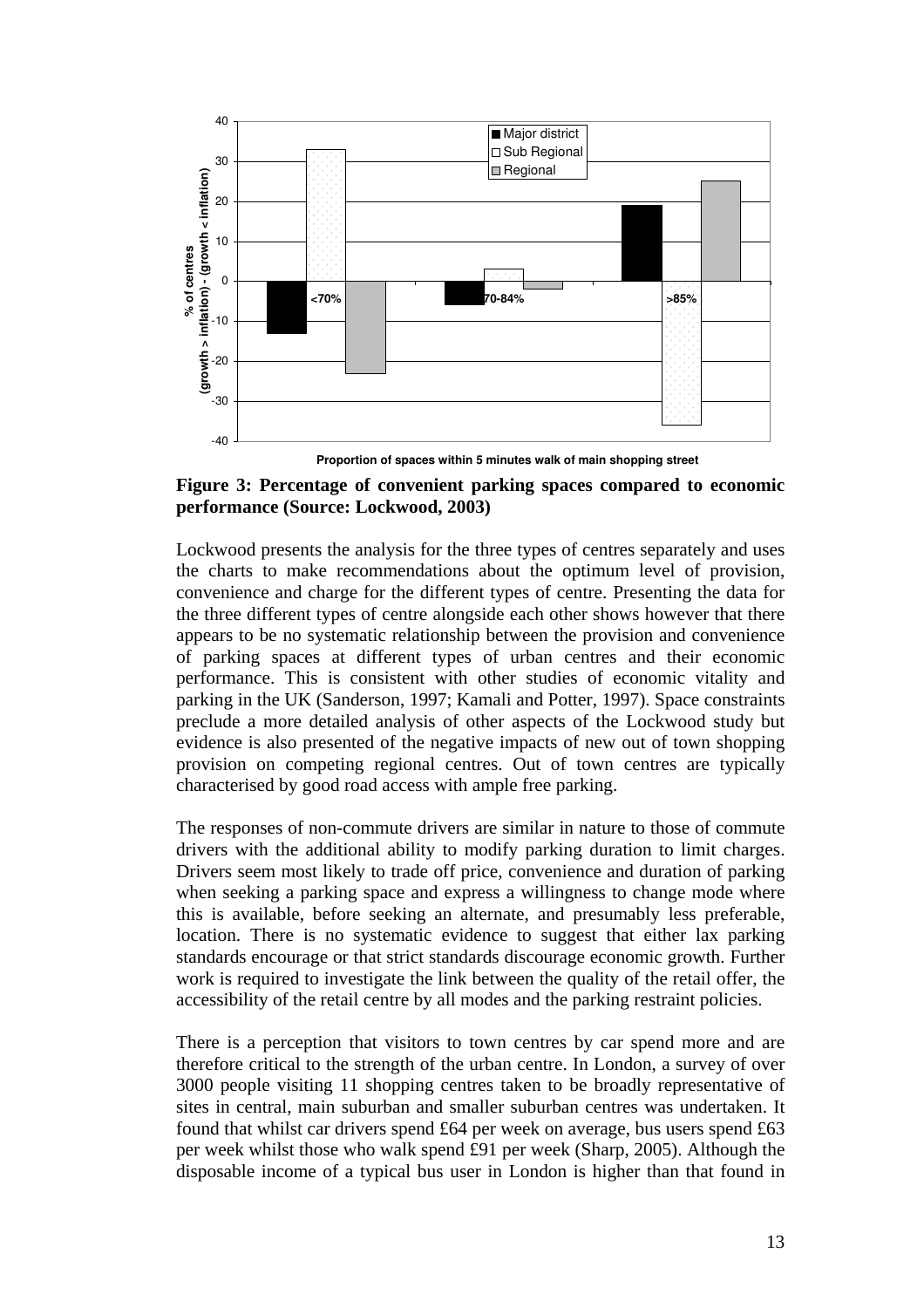**Figure 3: Percentage of convenient parking spaces compared to economic performance (Source: Lockwood, 2003)**

Lockwood presents the analysis for the three types of centres separately and uses the charts to make recommendations about the optimum level of provision, convenience and charge for the different types of centre. Presenting the data for the three different types of centre alongside each other shows however that there appears to be no systematic relationship between the provision and convenience of parking spaces at different types of urban centres and their economic performance. This is consistent with other studies of economic vitality and parking in the UK (Sanderson, 1997; Kamali and Potter, 1997). Space constraints preclude a more detailed analysis of other aspects of the Lockwood study but evidence is also presented of the negative impacts of new out of town shopping provision on competing regional centres. Out of town centres are typically characterised by good road access with ample free parking.

The responses of non-commute drivers are similar in nature to those of commute drivers with the additional ability to modify parking duration to limit charges. Drivers seem most likely to trade off price, convenience and duration of parking when seeking a parking space and express a willingness to change mode where this is available, before seeking an alternate, and presumably less preferable, location. There is no systematic evidence to suggest that either lax parking standards encourage or that strict standards discourage economic growth. Further work is required to investigate the link between the quality of the retail offer, the accessibility of the retail centre by all modes and the parking restraint policies.

There is a perception that visitors to town centres by car spend more and are therefore critical to the strength of the urban centre. In London, a survey of over 3000 people visiting 11 shopping centres taken to be broadly representative of sites in central, main suburban and smaller suburban centres was undertaken. It found that whilst car drivers spend £64 per week on average, bus users spend £63 per week whilst those who walk spend £91 per week (Sharp, 2005). Although the disposable income of a typical bus user in London is higher than that found in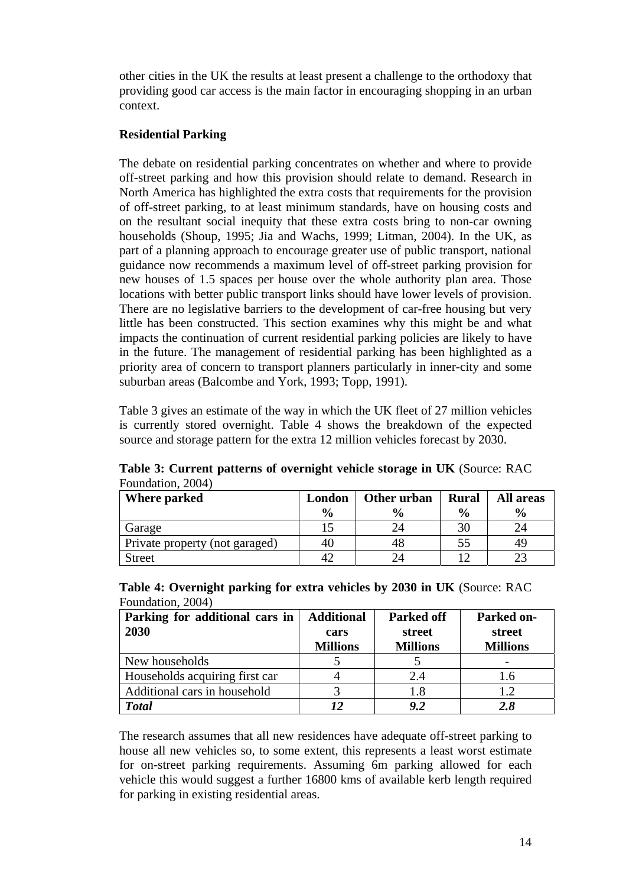other cities in the UK the results at least present a challenge to the orthodoxy that providing good car access is the main factor in encouraging shopping in an urban context.

**Residential Parking**

The debate on residential parking concentrates on whether and where to provide off-street parking and how this provision should relate to demand. Research in North America has highlighted the extra costs that requirements for the provision of off-street parking, to at least minimum standards, have on housing costs and on the resultant social inequity that these extra costs bring to non-car owning households (Shoup, 1995; Jia and Wachs, 1999; Litman, 2004). In the UK, as part of a planning approach to encourage greater use of public transport, national guidance now recommends a maximum level of off-street parking provision for new houses of 1.5 spaces per house over the whole authority plan area. Those locations with better public transport links should have lower levels of provision. There are no legislative barriers to the development of car-free housing but very little has been constructed. This section examines why this might be and what impacts the continuation of current residential parking policies are likely to have in the future. The management of residential parking has been highlighted as a priority area of concern to transport planners particularly in inner-city and some suburban areas (Balcombe and York, 1993; Topp, 1991).

Table 3 gives an estimate of the way in which the UK fleet of 27 million vehicles is currently stored overnight. Table 4 shows the breakdown of the expected source and storage pattern for the extra 12 million vehicles forecast by 2030.

**Table 3: Current patterns of overnight vehicle storage in UK** (Source: RAC Foundation, 2004)

| Where parked | London % | Other urban % | Rural % | All areas % |
|---|---|---|---|---|
| Garage | 15 | 24 | 30 | 24 |
| Private property (not garaged) | 40 | 48 | 55 | 49 |
| Street | 42 | 24 | 12 | 23 |

**Table 4: Overnight parking for extra vehicles by 2030 in UK** (Source: RAC Foundation, 2004)

| Parking for additional cars in 2030 | Additional cars Millions | Parked off street Millions | Parked on-street Millions |
|---|---|---|---|
| New households | 5 | 5 | - |
| Households acquiring first car | 4 | 2.4 | 1.6 |
| Additional cars in household | 3 | 1.8 | 1.2 |
| ***Total*** | ***12*** | ***9.2*** | ***2.8*** |

The research assumes that all new residences have adequate off-street parking to house all new vehicles so, to some extent, this represents a least worst estimate for on-street parking requirements. Assuming 6m parking allowed for each vehicle this would suggest a further 16800 kms of available kerb length required for parking in existing residential areas.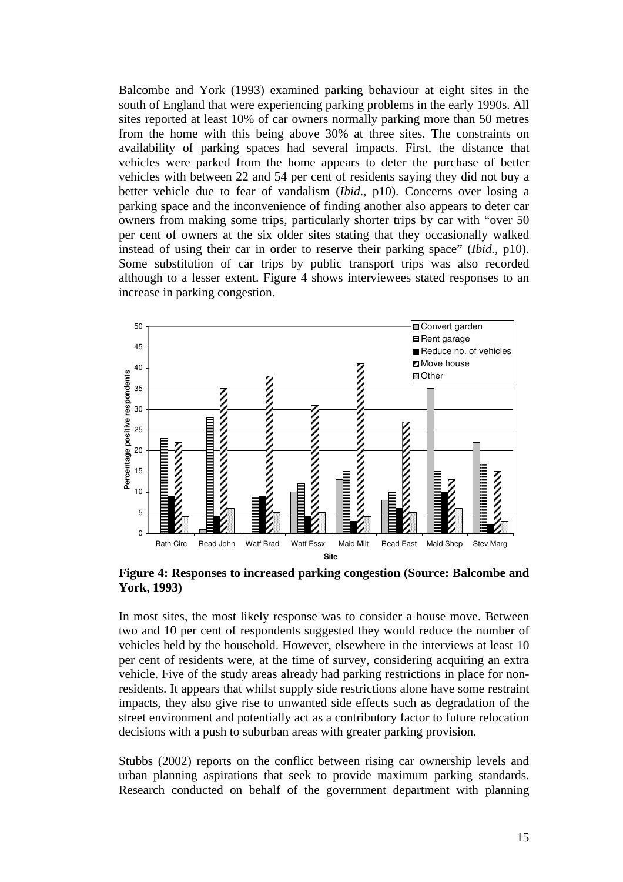Balcombe and York (1993) examined parking behaviour at eight sites in the south of England that were experiencing parking problems in the early 1990s. All sites reported at least 10% of car owners normally parking more than 50 metres from the home with this being above 30% at three sites. The constraints on availability of parking spaces had several impacts. First, the distance that vehicles were parked from the home appears to deter the purchase of better vehicles with between 22 and 54 per cent of residents saying they did not buy a better vehicle due to fear of vandalism (*Ibid*., p10). Concerns over losing a parking space and the inconvenience of finding another also appears to deter car owners from making some trips, particularly shorter trips by car with "over 50 per cent of owners at the six older sites stating that they occasionally walked instead of using their car in order to reserve their parking space" (*Ibid.*, p10). Some substitution of car trips by public transport trips was also recorded although to a lesser extent. Figure 4 shows interviewees stated responses to an increase in parking congestion.

**Figure 4: Responses to increased parking congestion (Source: Balcombe and York, 1993)**

In most sites, the most likely response was to consider a house move. Between two and 10 per cent of respondents suggested they would reduce the number of vehicles held by the household. However, elsewhere in the interviews at least 10 per cent of residents were, at the time of survey, considering acquiring an extra vehicle. Five of the study areas already had parking restrictions in place for non-residents. It appears that whilst supply side restrictions alone have some restraint impacts, they also give rise to unwanted side effects such as degradation of the street environment and potentially act as a contributory factor to future relocation decisions with a push to suburban areas with greater parking provision.

Stubbs (2002) reports on the conflict between rising car ownership levels and urban planning aspirations that seek to provide maximum parking standards. Research conducted on behalf of the government department with planning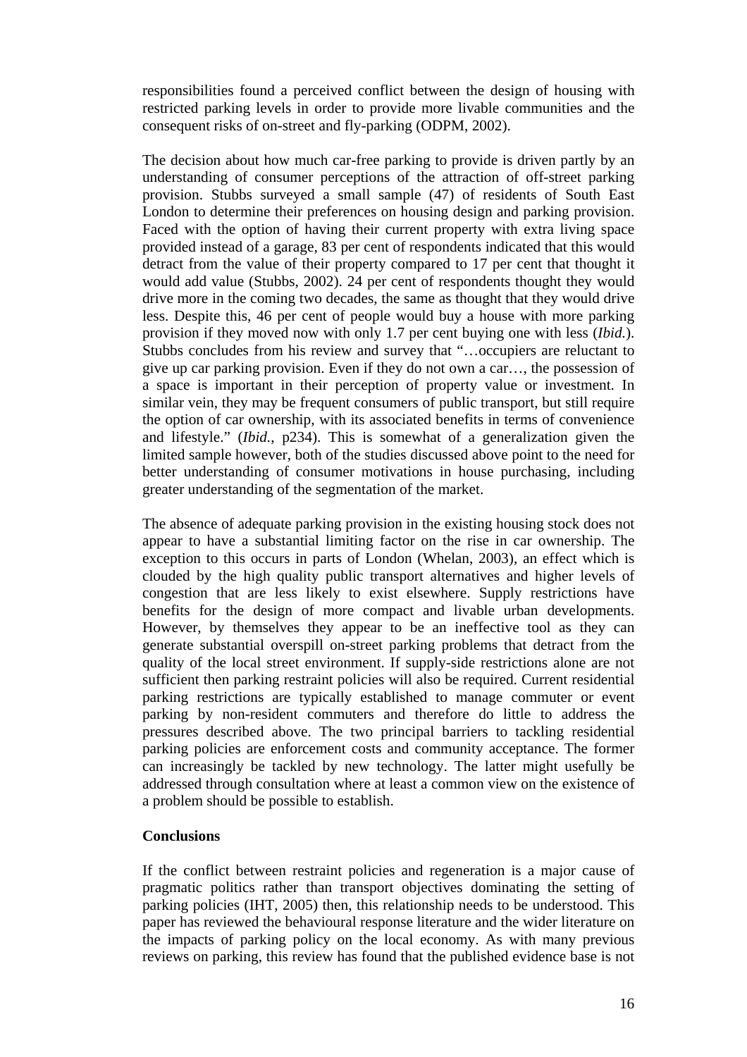responsibilities found a perceived conflict between the design of housing with restricted parking levels in order to provide more livable communities and the consequent risks of on-street and fly-parking (ODPM, 2002).

The decision about how much car-free parking to provide is driven partly by an understanding of consumer perceptions of the attraction of off-street parking provision. Stubbs surveyed a small sample (47) of residents of South East London to determine their preferences on housing design and parking provision. Faced with the option of having their current property with extra living space provided instead of a garage, 83 per cent of respondents indicated that this would detract from the value of their property compared to 17 per cent that thought it would add value (Stubbs, 2002). 24 per cent of respondents thought they would drive more in the coming two decades, the same as thought that they would drive less. Despite this, 46 per cent of people would buy a house with more parking provision if they moved now with only 1.7 per cent buying one with less (*Ibid.*). Stubbs concludes from his review and survey that "…occupiers are reluctant to give up car parking provision. Even if they do not own a car…, the possession of a space is important in their perception of property value or investment. In similar vein, they may be frequent consumers of public transport, but still require the option of car ownership, with its associated benefits in terms of convenience and lifestyle." (*Ibid.*, p234). This is somewhat of a generalization given the limited sample however, both of the studies discussed above point to the need for better understanding of consumer motivations in house purchasing, including greater understanding of the segmentation of the market.

The absence of adequate parking provision in the existing housing stock does not appear to have a substantial limiting factor on the rise in car ownership. The exception to this occurs in parts of London (Whelan, 2003), an effect which is clouded by the high quality public transport alternatives and higher levels of congestion that are less likely to exist elsewhere. Supply restrictions have benefits for the design of more compact and livable urban developments. However, by themselves they appear to be an ineffective tool as they can generate substantial overspill on-street parking problems that detract from the quality of the local street environment. If supply-side restrictions alone are not sufficient then parking restraint policies will also be required. Current residential parking restrictions are typically established to manage commuter or event parking by non-resident commuters and therefore do little to address the pressures described above. The two principal barriers to tackling residential parking policies are enforcement costs and community acceptance. The former can increasingly be tackled by new technology. The latter might usefully be addressed through consultation where at least a common view on the existence of a problem should be possible to establish.

## Conclusions

If the conflict between restraint policies and regeneration is a major cause of pragmatic politics rather than transport objectives dominating the setting of parking policies (IHT, 2005) then, this relationship needs to be understood. This paper has reviewed the behavioural response literature and the wider literature on the impacts of parking policy on the local economy. As with many previous reviews on parking, this review has found that the published evidence base is not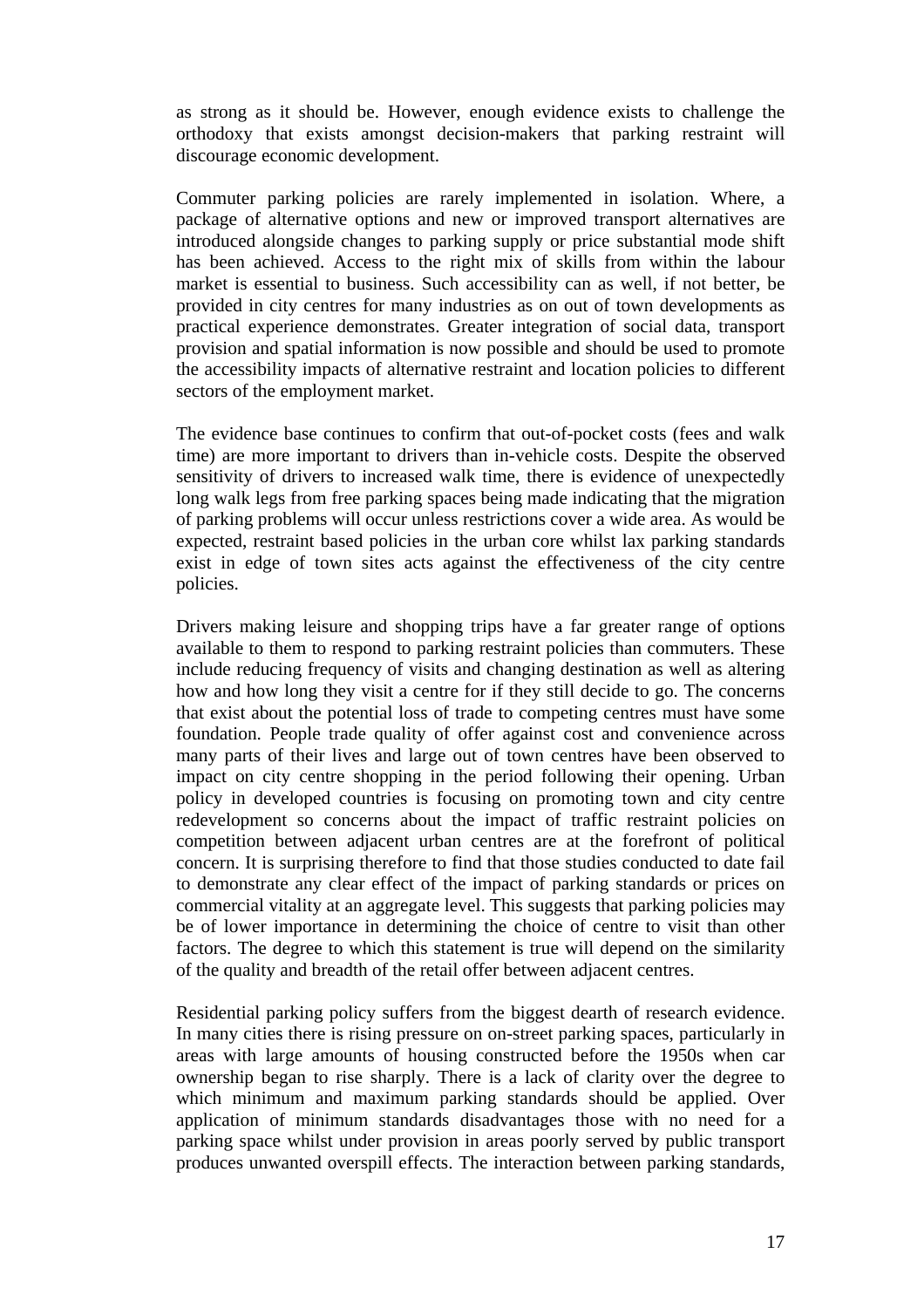as strong as it should be. However, enough evidence exists to challenge the orthodoxy that exists amongst decision-makers that parking restraint will discourage economic development.

Commuter parking policies are rarely implemented in isolation. Where, a package of alternative options and new or improved transport alternatives are introduced alongside changes to parking supply or price substantial mode shift has been achieved. Access to the right mix of skills from within the labour market is essential to business. Such accessibility can as well, if not better, be provided in city centres for many industries as on out of town developments as practical experience demonstrates. Greater integration of social data, transport provision and spatial information is now possible and should be used to promote the accessibility impacts of alternative restraint and location policies to different sectors of the employment market.

The evidence base continues to confirm that out-of-pocket costs (fees and walk time) are more important to drivers than in-vehicle costs. Despite the observed sensitivity of drivers to increased walk time, there is evidence of unexpectedly long walk legs from free parking spaces being made indicating that the migration of parking problems will occur unless restrictions cover a wide area. As would be expected, restraint based policies in the urban core whilst lax parking standards exist in edge of town sites acts against the effectiveness of the city centre policies.

Drivers making leisure and shopping trips have a far greater range of options available to them to respond to parking restraint policies than commuters. These include reducing frequency of visits and changing destination as well as altering how and how long they visit a centre for if they still decide to go. The concerns that exist about the potential loss of trade to competing centres must have some foundation. People trade quality of offer against cost and convenience across many parts of their lives and large out of town centres have been observed to impact on city centre shopping in the period following their opening. Urban policy in developed countries is focusing on promoting town and city centre redevelopment so concerns about the impact of traffic restraint policies on competition between adjacent urban centres are at the forefront of political concern. It is surprising therefore to find that those studies conducted to date fail to demonstrate any clear effect of the impact of parking standards or prices on commercial vitality at an aggregate level. This suggests that parking policies may be of lower importance in determining the choice of centre to visit than other factors. The degree to which this statement is true will depend on the similarity of the quality and breadth of the retail offer between adjacent centres.

Residential parking policy suffers from the biggest dearth of research evidence. In many cities there is rising pressure on on-street parking spaces, particularly in areas with large amounts of housing constructed before the 1950s when car ownership began to rise sharply. There is a lack of clarity over the degree to which minimum and maximum parking standards should be applied. Over application of minimum standards disadvantages those with no need for a parking space whilst under provision in areas poorly served by public transport produces unwanted overspill effects. The interaction between parking standards,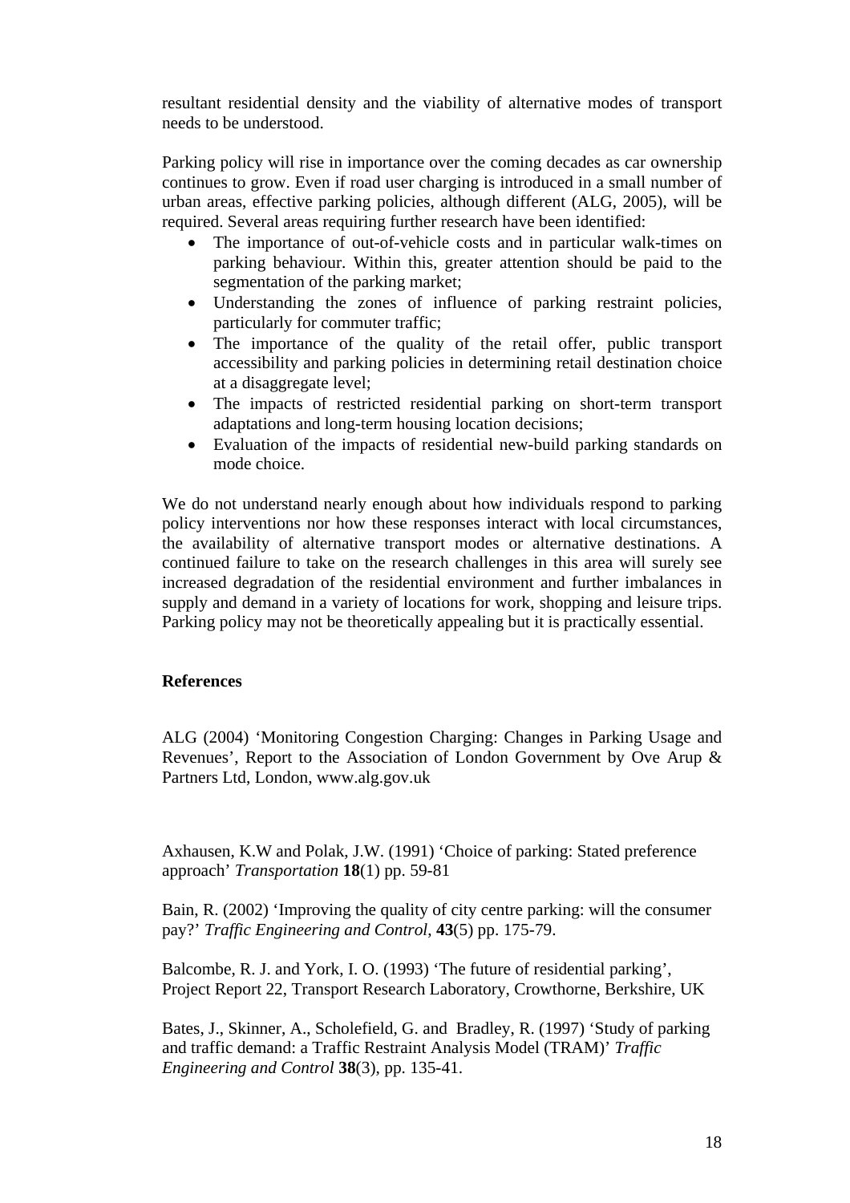resultant residential density and the viability of alternative modes of transport needs to be understood.

Parking policy will rise in importance over the coming decades as car ownership continues to grow. Even if road user charging is introduced in a small number of urban areas, effective parking policies, although different (ALG, 2005), will be required. Several areas requiring further research have been identified:

- The importance of out-of-vehicle costs and in particular walk-times on parking behaviour. Within this, greater attention should be paid to the segmentation of the parking market;
- Understanding the zones of influence of parking restraint policies, particularly for commuter traffic;
- The importance of the quality of the retail offer, public transport accessibility and parking policies in determining retail destination choice at a disaggregate level;
- The impacts of restricted residential parking on short-term transport adaptations and long-term housing location decisions;
- Evaluation of the impacts of residential new-build parking standards on mode choice.

We do not understand nearly enough about how individuals respond to parking policy interventions nor how these responses interact with local circumstances, the availability of alternative transport modes or alternative destinations. A continued failure to take on the research challenges in this area will surely see increased degradation of the residential environment and further imbalances in supply and demand in a variety of locations for work, shopping and leisure trips. Parking policy may not be theoretically appealing but it is practically essential.

## References

ALG (2004) 'Monitoring Congestion Charging: Changes in Parking Usage and Revenues', Report to the Association of London Government by Ove Arup & Partners Ltd, London, www.alg.gov.uk

Axhausen, K.W and Polak, J.W. (1991) 'Choice of parking: Stated preference approach' *Transportation* **18**(1) pp. 59-81

Bain, R. (2002) 'Improving the quality of city centre parking: will the consumer pay?' *Traffic Engineering and Control*, **43**(5) pp. 175-79.

Balcombe, R. J. and York, I. O. (1993) 'The future of residential parking', Project Report 22, Transport Research Laboratory, Crowthorne, Berkshire, UK

Bates, J., Skinner, A., Scholefield, G. and Bradley, R. (1997) 'Study of parking and traffic demand: a Traffic Restraint Analysis Model (TRAM)' *Traffic Engineering and Control* **38**(3), pp. 135-41.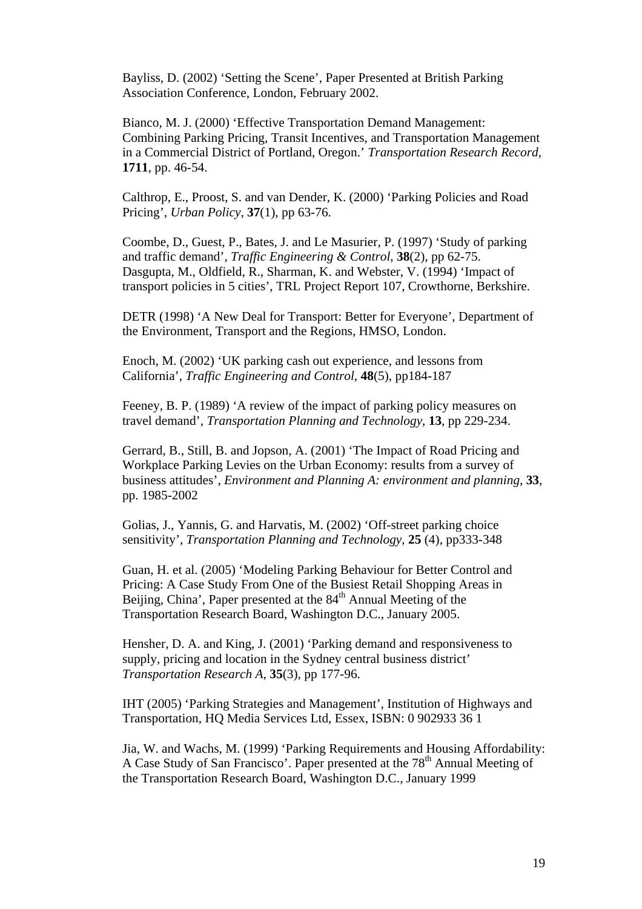Bayliss, D. (2002) 'Setting the Scene', Paper Presented at British Parking Association Conference, London, February 2002.

Bianco, M. J. (2000) 'Effective Transportation Demand Management: Combining Parking Pricing, Transit Incentives, and Transportation Management in a Commercial District of Portland, Oregon.' *Transportation Research Record*, **1711**, pp. 46-54.

Calthrop, E., Proost, S. and van Dender, K. (2000) 'Parking Policies and Road Pricing', *Urban Policy*, **37**(1), pp 63-76.

Coombe, D., Guest, P., Bates, J. and Le Masurier, P. (1997) 'Study of parking and traffic demand', *Traffic Engineering & Control*, **38**(2), pp 62-75.
Dasgupta, M., Oldfield, R., Sharman, K. and Webster, V. (1994) 'Impact of transport policies in 5 cities', TRL Project Report 107, Crowthorne, Berkshire.

DETR (1998) 'A New Deal for Transport: Better for Everyone', Department of the Environment, Transport and the Regions, HMSO, London.

Enoch, M. (2002) 'UK parking cash out experience, and lessons from California', *Traffic Engineering and Control*, **48**(5), pp184-187

Feeney, B. P. (1989) 'A review of the impact of parking policy measures on travel demand', *Transportation Planning and Technology*, **13**, pp 229-234.

Gerrard, B., Still, B. and Jopson, A. (2001) 'The Impact of Road Pricing and Workplace Parking Levies on the Urban Economy: results from a survey of business attitudes', *Environment and Planning A: environment and planning*, **33**, pp. 1985-2002

Golias, J., Yannis, G. and Harvatis, M. (2002) 'Off-street parking choice sensitivity', *Transportation Planning and Technology*, **25** (4), pp333-348

Guan, H. et al. (2005) 'Modeling Parking Behaviour for Better Control and Pricing: A Case Study From One of the Busiest Retail Shopping Areas in Beijing, China', Paper presented at the 84th Annual Meeting of the Transportation Research Board, Washington D.C., January 2005.

Hensher, D. A. and King, J. (2001) 'Parking demand and responsiveness to supply, pricing and location in the Sydney central business district' *Transportation Research A*, **35**(3), pp 177-96.

IHT (2005) 'Parking Strategies and Management', Institution of Highways and Transportation, HQ Media Services Ltd, Essex, ISBN: 0 902933 36 1

Jia, W. and Wachs, M. (1999) 'Parking Requirements and Housing Affordability: A Case Study of San Francisco'. Paper presented at the 78th Annual Meeting of the Transportation Research Board, Washington D.C., January 1999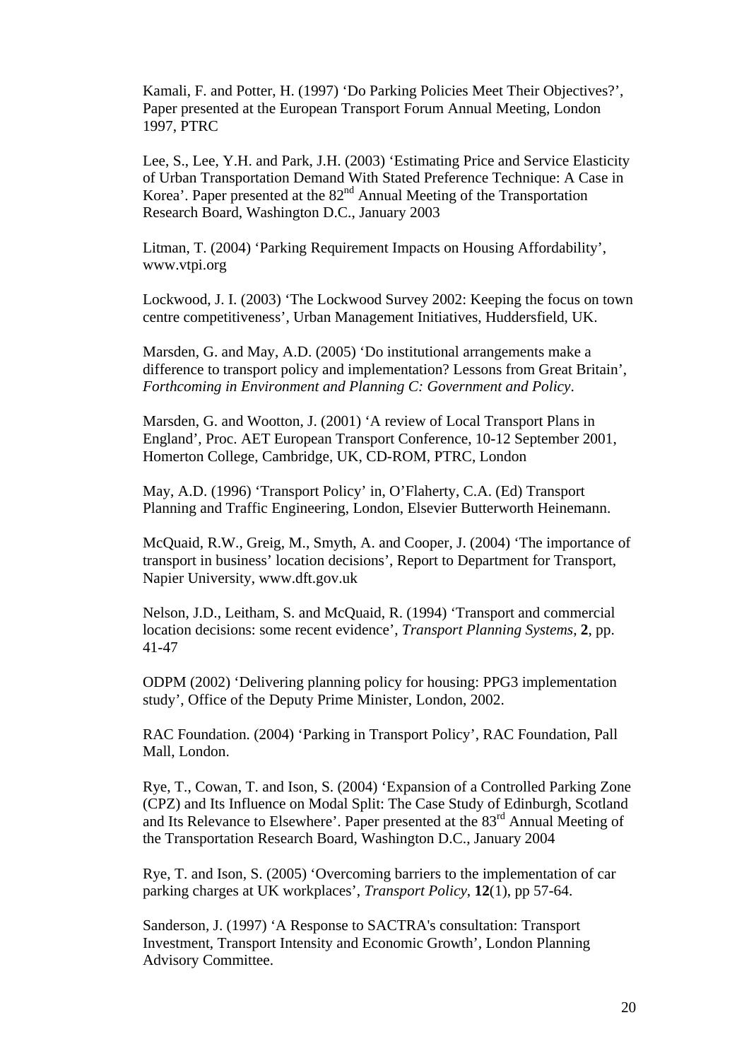Kamali, F. and Potter, H. (1997) 'Do Parking Policies Meet Their Objectives?', Paper presented at the European Transport Forum Annual Meeting, London 1997, PTRC

Lee, S., Lee, Y.H. and Park, J.H. (2003) 'Estimating Price and Service Elasticity of Urban Transportation Demand With Stated Preference Technique: A Case in Korea'. Paper presented at the 82nd Annual Meeting of the Transportation Research Board, Washington D.C., January 2003

Litman, T. (2004) 'Parking Requirement Impacts on Housing Affordability', www.vtpi.org

Lockwood, J. I. (2003) 'The Lockwood Survey 2002: Keeping the focus on town centre competitiveness', Urban Management Initiatives, Huddersfield, UK.

Marsden, G. and May, A.D. (2005) 'Do institutional arrangements make a difference to transport policy and implementation? Lessons from Great Britain', *Forthcoming in Environment and Planning C: Government and Policy*.

Marsden, G. and Wootton, J. (2001) 'A review of Local Transport Plans in England', Proc. AET European Transport Conference, 10-12 September 2001, Homerton College, Cambridge, UK, CD-ROM, PTRC, London

May, A.D. (1996) 'Transport Policy' in, O'Flaherty, C.A. (Ed) Transport Planning and Traffic Engineering, London, Elsevier Butterworth Heinemann.

McQuaid, R.W., Greig, M., Smyth, A. and Cooper, J. (2004) 'The importance of transport in business' location decisions', Report to Department for Transport, Napier University, www.dft.gov.uk

Nelson, J.D., Leitham, S. and McQuaid, R. (1994) 'Transport and commercial location decisions: some recent evidence', *Transport Planning Systems*, **2**, pp. 41-47

ODPM (2002) 'Delivering planning policy for housing: PPG3 implementation study', Office of the Deputy Prime Minister, London, 2002.

RAC Foundation. (2004) 'Parking in Transport Policy', RAC Foundation, Pall Mall, London.

Rye, T., Cowan, T. and Ison, S. (2004) 'Expansion of a Controlled Parking Zone (CPZ) and Its Influence on Modal Split: The Case Study of Edinburgh, Scotland and Its Relevance to Elsewhere'. Paper presented at the 83rd Annual Meeting of the Transportation Research Board, Washington D.C., January 2004

Rye, T. and Ison, S. (2005) 'Overcoming barriers to the implementation of car parking charges at UK workplaces', *Transport Policy*, **12**(1), pp 57-64.

Sanderson, J. (1997) 'A Response to SACTRA's consultation: Transport Investment, Transport Intensity and Economic Growth', London Planning Advisory Committee.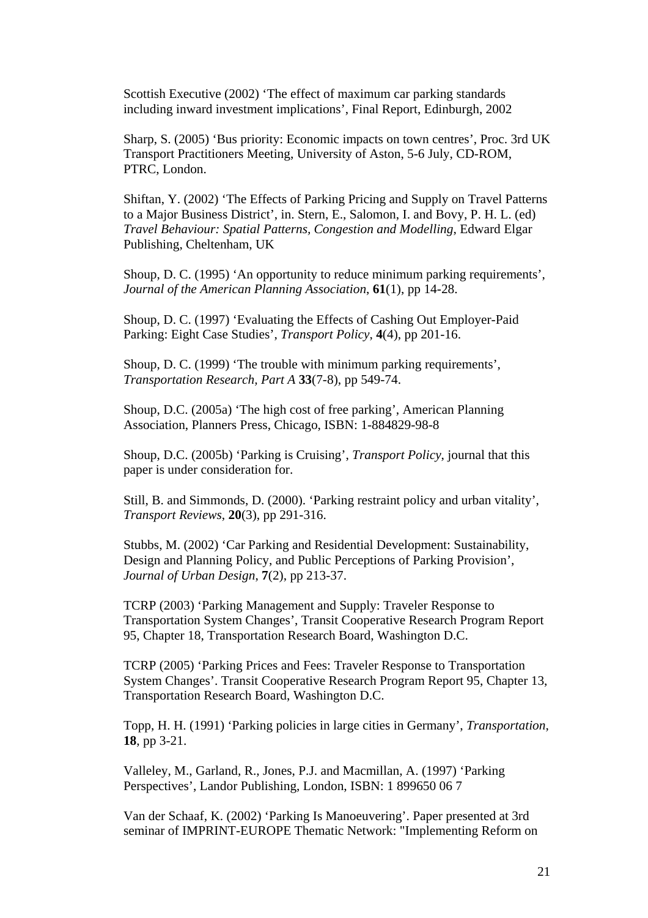Scottish Executive (2002) 'The effect of maximum car parking standards including inward investment implications', Final Report, Edinburgh, 2002

Sharp, S. (2005) 'Bus priority: Economic impacts on town centres', Proc. 3rd UK Transport Practitioners Meeting, University of Aston, 5-6 July, CD-ROM, PTRC, London.

Shiftan, Y. (2002) 'The Effects of Parking Pricing and Supply on Travel Patterns to a Major Business District', in. Stern, E., Salomon, I. and Bovy, P. H. L. (ed) *Travel Behaviour: Spatial Patterns, Congestion and Modelling*, Edward Elgar Publishing, Cheltenham, UK

Shoup, D. C. (1995) 'An opportunity to reduce minimum parking requirements', *Journal of the American Planning Association*, **61**(1), pp 14-28.

Shoup, D. C. (1997) 'Evaluating the Effects of Cashing Out Employer-Paid Parking: Eight Case Studies', *Transport Policy*, **4**(4), pp 201-16.

Shoup, D. C. (1999) 'The trouble with minimum parking requirements', *Transportation Research, Part A* **33**(7-8), pp 549-74.

Shoup, D.C. (2005a) 'The high cost of free parking', American Planning Association, Planners Press, Chicago, ISBN: 1-884829-98-8

Shoup, D.C. (2005b) 'Parking is Cruising', *Transport Policy*, journal that this paper is under consideration for.

Still, B. and Simmonds, D. (2000). 'Parking restraint policy and urban vitality', *Transport Reviews*, **20**(3), pp 291-316.

Stubbs, M. (2002) 'Car Parking and Residential Development: Sustainability, Design and Planning Policy, and Public Perceptions of Parking Provision', *Journal of Urban Design*, **7**(2), pp 213-37.

TCRP (2003) 'Parking Management and Supply: Traveler Response to Transportation System Changes', Transit Cooperative Research Program Report 95, Chapter 18, Transportation Research Board, Washington D.C.

TCRP (2005) 'Parking Prices and Fees: Traveler Response to Transportation System Changes'. Transit Cooperative Research Program Report 95, Chapter 13, Transportation Research Board, Washington D.C.

Topp, H. H. (1991) 'Parking policies in large cities in Germany', *Transportation*, **18**, pp 3-21.

Valleley, M., Garland, R., Jones, P.J. and Macmillan, A. (1997) 'Parking Perspectives', Landor Publishing, London, ISBN: 1 899650 06 7

Van der Schaaf, K. (2002) 'Parking Is Manoeuvering'. Paper presented at 3rd seminar of IMPRINT-EUROPE Thematic Network: "Implementing Reform on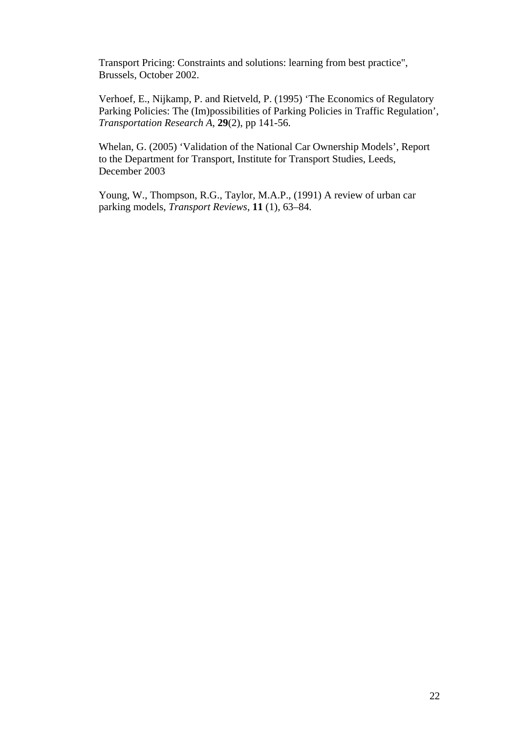Transport Pricing: Constraints and solutions: learning from best practice", Brussels, October 2002.

Verhoef, E., Nijkamp, P. and Rietveld, P. (1995) 'The Economics of Regulatory Parking Policies: The (Im)possibilities of Parking Policies in Traffic Regulation', *Transportation Research A*, **29**(2), pp 141-56.

Whelan, G. (2005) 'Validation of the National Car Ownership Models', Report to the Department for Transport, Institute for Transport Studies, Leeds, December 2003

Young, W., Thompson, R.G., Taylor, M.A.P., (1991) A review of urban car parking models, *Transport Reviews*, **11** (1), 63–84.